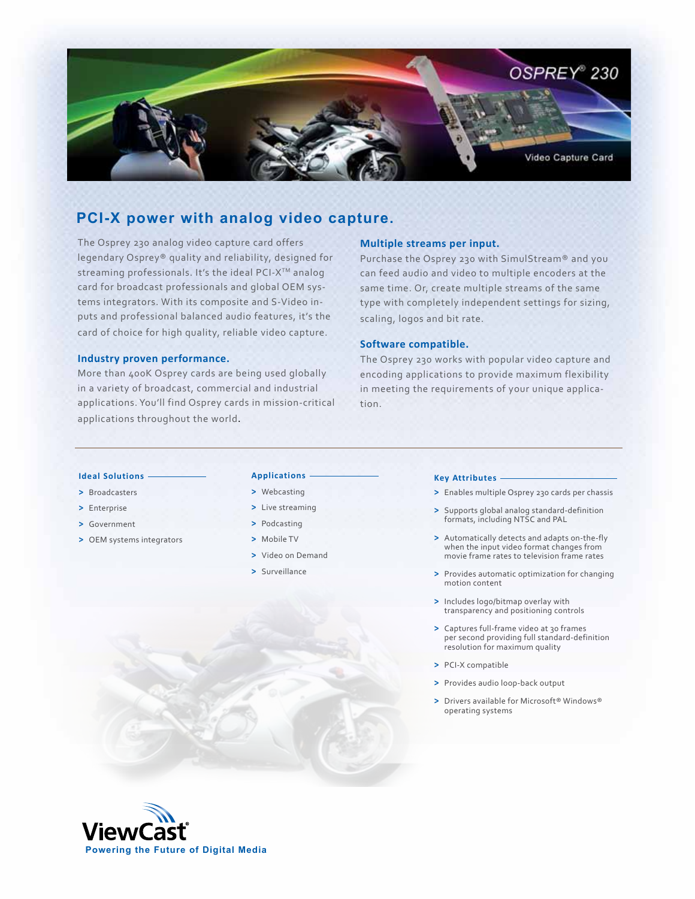# OSPREY® 230

Video Capture Card

## PCI-X power with analog video capture.

The Osprey 230 analog video capture card offers legendary Osprey® quality and reliability, designed for streaming professionals. It's the ideal PCI-X™ analog card for broadcast professionals and global OEM systems integrators. With its composite and S-Video inputs and professional balanced audio features, it's the card of choice for high quality, reliable video capture.

### Industry proven performance.

More than 400K Osprey cards are being used globally in a variety of broadcast, commercial and industrial applications. You'll find Osprey cards in mission-critical applications throughout the world.

### Multiple streams per input.

Purchase the Osprey 230 with SimulStream® and you can feed audio and video to multiple encoders at the same time. Or, create multiple streams of the same type with completely independent settings for sizing, scaling, logos and bit rate.

### Software compatible.

The Osprey 230 works with popular video capture and encoding applications to provide maximum flexibility in meeting the requirements of your unique application.

### Ideal Solutions

- Broadcasters
- Enterprise
- Government
- OEM systems integrators

### Applications

- Webcasting
- Live streaming
- Podcasting
- Mobile TV
- Video on Demand
- Surveillance

### Key Attributes

- Enables multiple Osprey 230 cards per chassis
- Supports global analog standard-definition formats, including NTSC and PAL
- Automatically detects and adapts on-the-fly when the input video format changes from movie frame rates to television frame rates
- Provides automatic optimization for changing motion content
- Includes logo/bitmap overlay with transparency and positioning controls
- Captures full-frame video at 30 frames per second providing full standard-definition resolution for maximum quality
- PCI-X compatible
- Provides audio loop-back output
- Drivers available for Microsoft® Windows® operating systems

ViewCast®

Powering the Future of Digital Media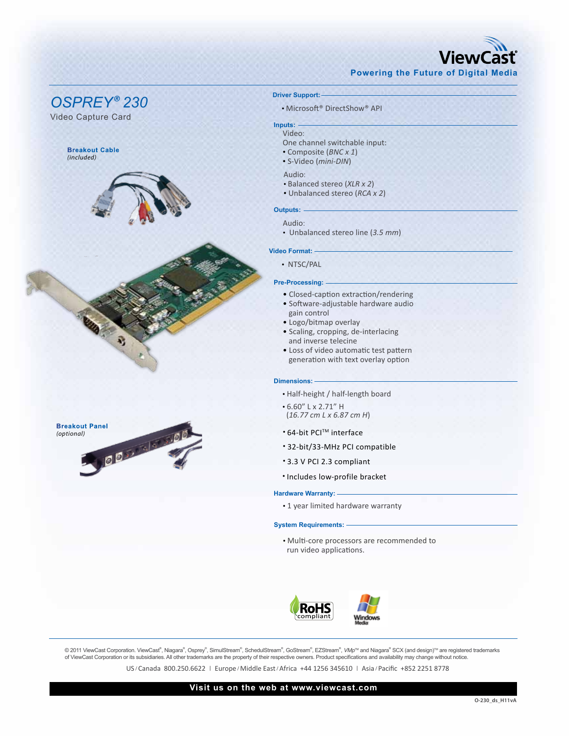# ViewCast

**Powering the Future of Digital Media**

## *OSPREY® 230*

Video Capture Card

**Breakout Cable**
*(included)*

**Breakout Panel**
*(optional)*

### Driver Support:

- Microsoft® DirectShow® API

### Inputs:

Video:
One channel switchable input:

- Composite (*BNC x 1*)
- S-Video (*mini-DIN*)

Audio:

- Balanced stereo (*XLR x 2*)
- Unbalanced stereo (*RCA x 2*)

### Outputs:

Audio:

- Unbalanced stereo line (*3.5 mm*)

### Video Format:

- NTSC/PAL

### Pre-Processing:

- Closed-caption extraction/rendering
- Software-adjustable hardware audio gain control
- Logo/bitmap overlay
- Scaling, cropping, de-interlacing and inverse telecine
- Loss of video automatic test pattern generation with text overlay option

### Dimensions:

- Half-height / half-length board
- 6.60” L x 2.71” H (*16.77 cm L x 6.87 cm H*)
- 64-bit PCI™ interface
- 32-bit/33-MHz PCI compatible
- 3.3 V PCI 2.3 compliant
- Includes low-profile bracket

### Hardware Warranty:

- 1 year limited hardware warranty

### System Requirements:

- Multi-core processors are recommended to run video applications.

RoHS compliant

Windows Media

© 2011 ViewCast Corporation. ViewCast®, Niagara®, Osprey®, SimulStream®, SchedulStream®, GoStream®, EZStream®, *VMp*™ and Niagara® SCX (and design)™ are registered trademarks of ViewCast Corporation or its subsidiaries. All other trademarks are the property of their respective owners. Product specifications and availability may change without notice.

US / Canada 800.250.6622 | Europe / Middle East / Africa +44 1256 345610 | Asia / Pacific +852 2251 8778

**Visit us on the web at www.viewcast.com**

O-230_ds_H11vA